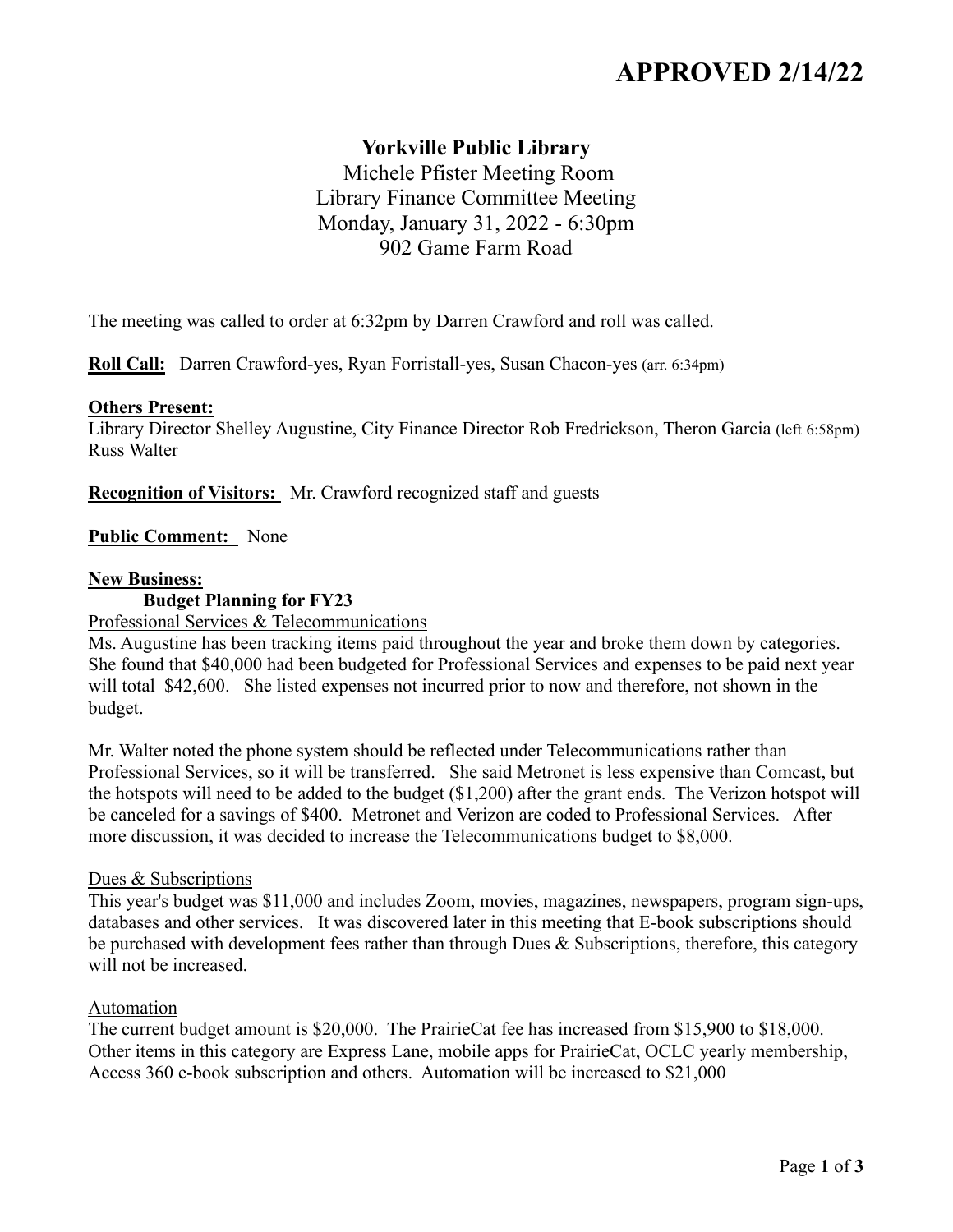# APPROVED 2/14/22

**Yorkville Public Library**
Michele Pfister Meeting Room
Library Finance Committee Meeting
Monday, January 31, 2022 - 6:30pm
902 Game Farm Road

The meeting was called to order at 6:32pm by Darren Crawford and roll was called.

**Roll Call:** Darren Crawford-yes, Ryan Forristall-yes, Susan Chacon-yes (arr. 6:34pm)

**Others Present:**
Library Director Shelley Augustine, City Finance Director Rob Fredrickson, Theron Garcia (left 6:58pm) Russ Walter

**Recognition of Visitors:** Mr. Crawford recognized staff and guests

**Public Comment:** None

**New Business:**

**Budget Planning for FY23**

Professional Services & Telecommunications

Ms. Augustine has been tracking items paid throughout the year and broke them down by categories. She found that $40,000 had been budgeted for Professional Services and expenses to be paid next year will total $42,600. She listed expenses not incurred prior to now and therefore, not shown in the budget.

Mr. Walter noted the phone system should be reflected under Telecommunications rather than Professional Services, so it will be transferred. She said Metronet is less expensive than Comcast, but the hotspots will need to be added to the budget ($1,200) after the grant ends. The Verizon hotspot will be canceled for a savings of $400. Metronet and Verizon are coded to Professional Services. After more discussion, it was decided to increase the Telecommunications budget to $8,000.

Dues & Subscriptions

This year's budget was $11,000 and includes Zoom, movies, magazines, newspapers, program sign-ups, databases and other services. It was discovered later in this meeting that E-book subscriptions should be purchased with development fees rather than through Dues & Subscriptions, therefore, this category will not be increased.

Automation

The current budget amount is $20,000. The PrairieCat fee has increased from $15,900 to $18,000. Other items in this category are Express Lane, mobile apps for PrairieCat, OCLC yearly membership, Access 360 e-book subscription and others. Automation will be increased to $21,000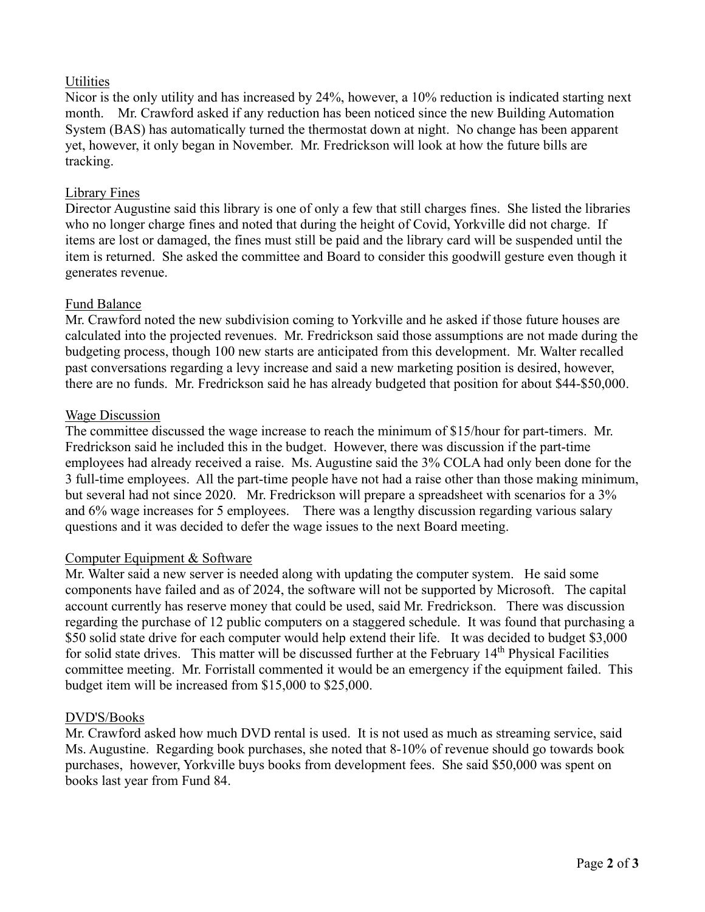Utilities

Nicor is the only utility and has increased by 24%, however, a 10% reduction is indicated starting next month. Mr. Crawford asked if any reduction has been noticed since the new Building Automation System (BAS) has automatically turned the thermostat down at night. No change has been apparent yet, however, it only began in November. Mr. Fredrickson will look at how the future bills are tracking.

Library Fines

Director Augustine said this library is one of only a few that still charges fines. She listed the libraries who no longer charge fines and noted that during the height of Covid, Yorkville did not charge. If items are lost or damaged, the fines must still be paid and the library card will be suspended until the item is returned. She asked the committee and Board to consider this goodwill gesture even though it generates revenue.

Fund Balance

Mr. Crawford noted the new subdivision coming to Yorkville and he asked if those future houses are calculated into the projected revenues. Mr. Fredrickson said those assumptions are not made during the budgeting process, though 100 new starts are anticipated from this development. Mr. Walter recalled past conversations regarding a levy increase and said a new marketing position is desired, however, there are no funds. Mr. Fredrickson said he has already budgeted that position for about $44-$50,000.

Wage Discussion

The committee discussed the wage increase to reach the minimum of $15/hour for part-timers. Mr. Fredrickson said he included this in the budget. However, there was discussion if the part-time employees had already received a raise. Ms. Augustine said the 3% COLA had only been done for the 3 full-time employees. All the part-time people have not had a raise other than those making minimum, but several had not since 2020. Mr. Fredrickson will prepare a spreadsheet with scenarios for a 3% and 6% wage increases for 5 employees. There was a lengthy discussion regarding various salary questions and it was decided to defer the wage issues to the next Board meeting.

Computer Equipment & Software

Mr. Walter said a new server is needed along with updating the computer system. He said some components have failed and as of 2024, the software will not be supported by Microsoft. The capital account currently has reserve money that could be used, said Mr. Fredrickson. There was discussion regarding the purchase of 12 public computers on a staggered schedule. It was found that purchasing a $50 solid state drive for each computer would help extend their life. It was decided to budget $3,000 for solid state drives. This matter will be discussed further at the February 14th Physical Facilities committee meeting. Mr. Forristall commented it would be an emergency if the equipment failed. This budget item will be increased from $15,000 to $25,000.

DVD'S/Books

Mr. Crawford asked how much DVD rental is used. It is not used as much as streaming service, said Ms. Augustine. Regarding book purchases, she noted that 8-10% of revenue should go towards book purchases, however, Yorkville buys books from development fees. She said $50,000 was spent on books last year from Fund 84.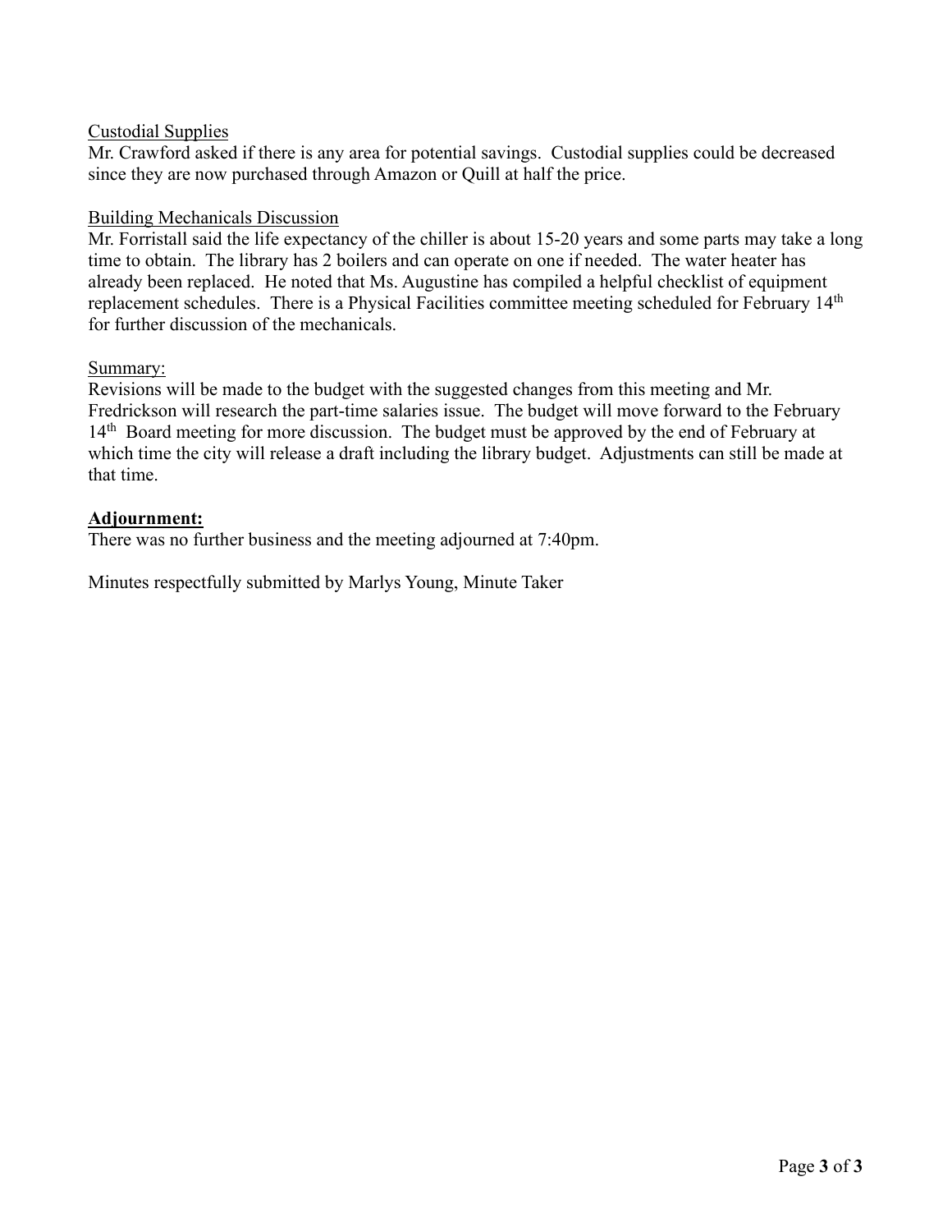Custodial Supplies

Mr. Crawford asked if there is any area for potential savings. Custodial supplies could be decreased since they are now purchased through Amazon or Quill at half the price.

Building Mechanicals Discussion

Mr. Forristall said the life expectancy of the chiller is about 15-20 years and some parts may take a long time to obtain. The library has 2 boilers and can operate on one if needed. The water heater has already been replaced. He noted that Ms. Augustine has compiled a helpful checklist of equipment replacement schedules. There is a Physical Facilities committee meeting scheduled for February 14th for further discussion of the mechanicals.

Summary:

Revisions will be made to the budget with the suggested changes from this meeting and Mr. Fredrickson will research the part-time salaries issue. The budget will move forward to the February 14th Board meeting for more discussion. The budget must be approved by the end of February at which time the city will release a draft including the library budget. Adjustments can still be made at that time.

**Adjournment:**

There was no further business and the meeting adjourned at 7:40pm.

Minutes respectfully submitted by Marlys Young, Minute Taker